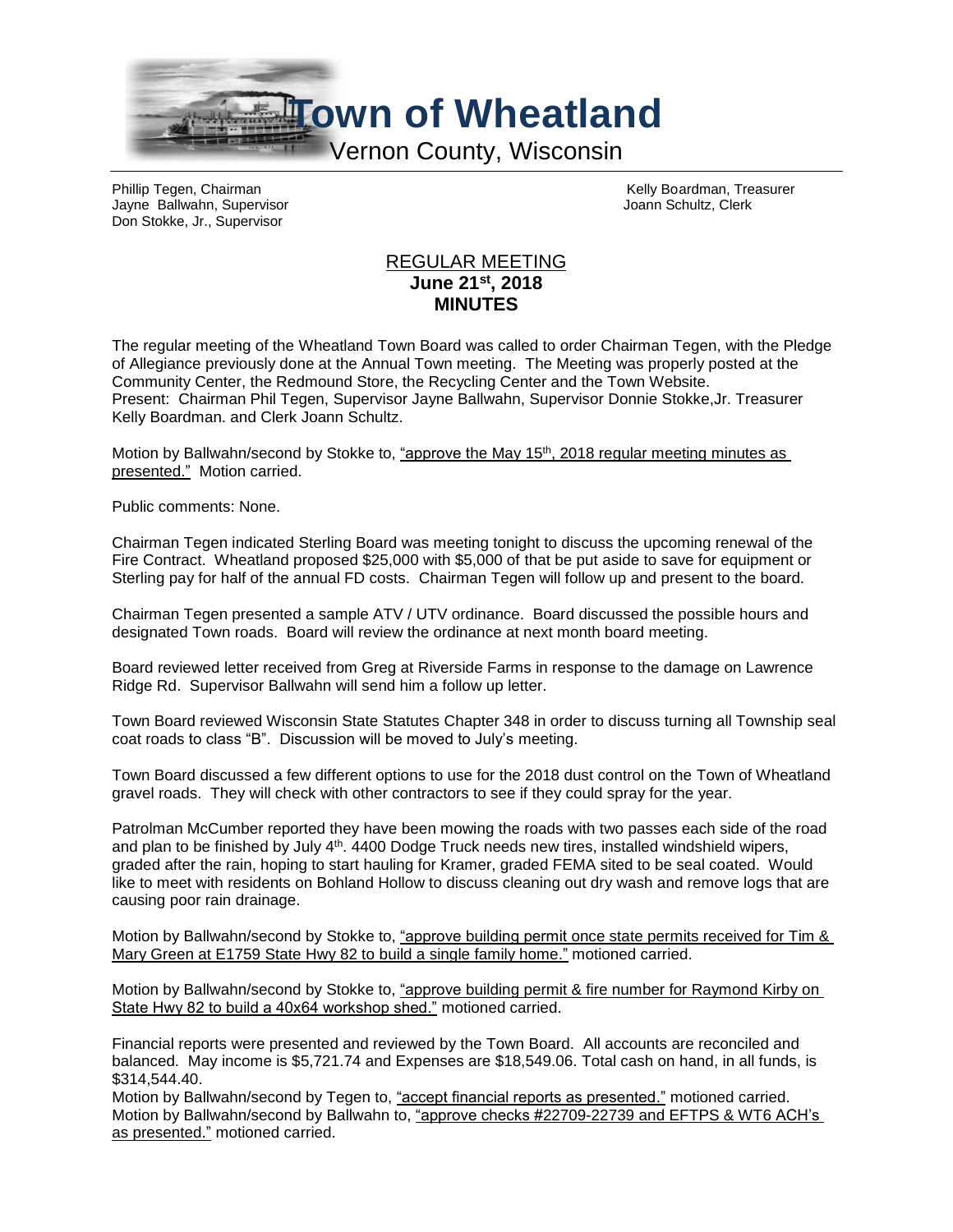# Town of Wheatland

Vernon County, Wisconsin

Phillip Tegen, Chairman
Jayne Ballwahn, Supervisor
Don Stokke, Jr., Supervisor

Kelly Boardman, Treasurer
Joann Schultz, Clerk

## REGULAR MEETING
**June 21st, 2018**
**MINUTES**

The regular meeting of the Wheatland Town Board was called to order Chairman Tegen, with the Pledge of Allegiance previously done at the Annual Town meeting. The Meeting was properly posted at the Community Center, the Redmound Store, the Recycling Center and the Town Website.
Present: Chairman Phil Tegen, Supervisor Jayne Ballwahn, Supervisor Donnie Stokke,Jr. Treasurer Kelly Boardman. and Clerk Joann Schultz.

Motion by Ballwahn/second by Stokke to, "approve the May 15th, 2018 regular meeting minutes as presented." Motion carried.

Public comments: None.

Chairman Tegen indicated Sterling Board was meeting tonight to discuss the upcoming renewal of the Fire Contract. Wheatland proposed $25,000 with $5,000 of that be put aside to save for equipment or Sterling pay for half of the annual FD costs. Chairman Tegen will follow up and present to the board.

Chairman Tegen presented a sample ATV / UTV ordinance. Board discussed the possible hours and designated Town roads. Board will review the ordinance at next month board meeting.

Board reviewed letter received from Greg at Riverside Farms in response to the damage on Lawrence Ridge Rd. Supervisor Ballwahn will send him a follow up letter.

Town Board reviewed Wisconsin State Statutes Chapter 348 in order to discuss turning all Township seal coat roads to class "B". Discussion will be moved to July's meeting.

Town Board discussed a few different options to use for the 2018 dust control on the Town of Wheatland gravel roads. They will check with other contractors to see if they could spray for the year.

Patrolman McCumber reported they have been mowing the roads with two passes each side of the road and plan to be finished by July 4th. 4400 Dodge Truck needs new tires, installed windshield wipers, graded after the rain, hoping to start hauling for Kramer, graded FEMA sited to be seal coated. Would like to meet with residents on Bohland Hollow to discuss cleaning out dry wash and remove logs that are causing poor rain drainage.

Motion by Ballwahn/second by Stokke to, "approve building permit once state permits received for Tim & Mary Green at E1759 State Hwy 82 to build a single family home." motioned carried.

Motion by Ballwahn/second by Stokke to, "approve building permit & fire number for Raymond Kirby on State Hwy 82 to build a 40x64 workshop shed." motioned carried.

Financial reports were presented and reviewed by the Town Board. All accounts are reconciled and balanced. May income is $5,721.74 and Expenses are $18,549.06. Total cash on hand, in all funds, is $314,544.40.
Motion by Ballwahn/second by Tegen to, "accept financial reports as presented." motioned carried.
Motion by Ballwahn/second by Ballwahn to, "approve checks #22709-22739 and EFTPS & WT6 ACH's as presented." motioned carried.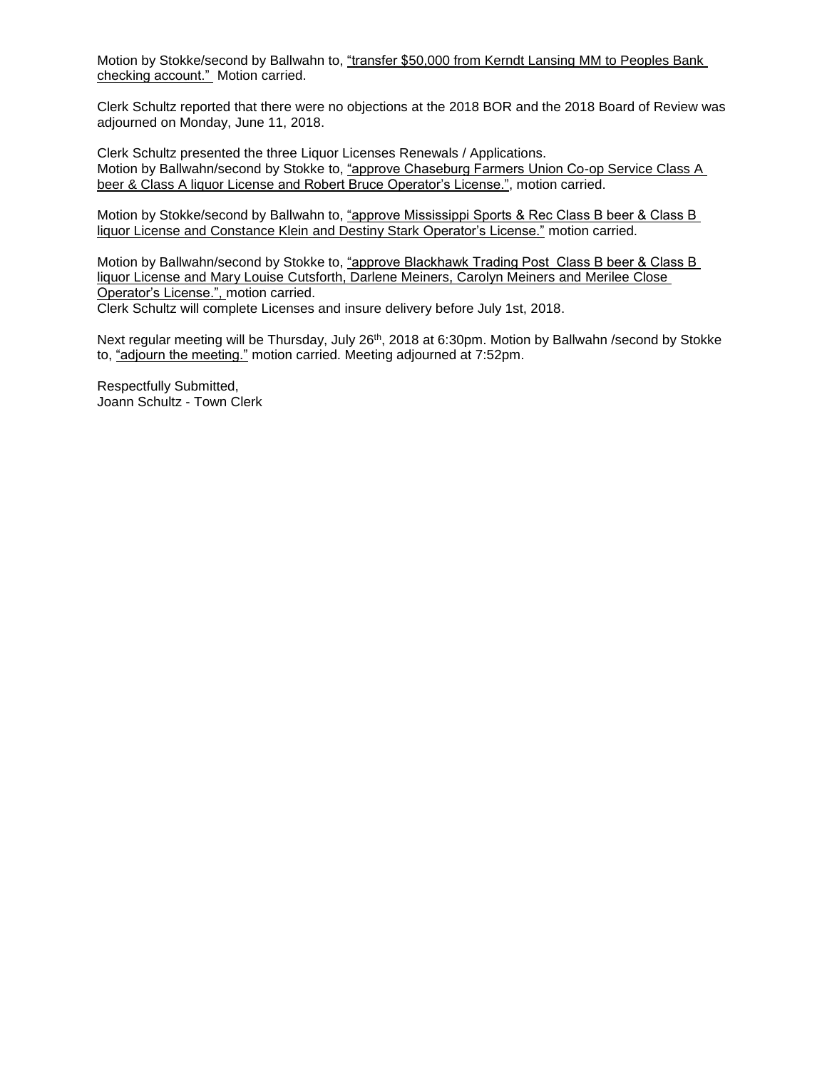Motion by Stokke/second by Ballwahn to, "transfer $50,000 from Kerndt Lansing MM to Peoples Bank checking account." Motion carried.

Clerk Schultz reported that there were no objections at the 2018 BOR and the 2018 Board of Review was adjourned on Monday, June 11, 2018.

Clerk Schultz presented the three Liquor Licenses Renewals / Applications.
Motion by Ballwahn/second by Stokke to, "approve Chaseburg Farmers Union Co-op Service Class A beer & Class A liquor License and Robert Bruce Operator's License.", motion carried.

Motion by Stokke/second by Ballwahn to, "approve Mississippi Sports & Rec Class B beer & Class B liquor License and Constance Klein and Destiny Stark Operator's License." motion carried.

Motion by Ballwahn/second by Stokke to, "approve Blackhawk Trading Post Class B beer & Class B liquor License and Mary Louise Cutsforth, Darlene Meiners, Carolyn Meiners and Merilee Close Operator's License.", motion carried.
Clerk Schultz will complete Licenses and insure delivery before July 1st, 2018.

Next regular meeting will be Thursday, July 26th, 2018 at 6:30pm. Motion by Ballwahn /second by Stokke to, "adjourn the meeting." motion carried. Meeting adjourned at 7:52pm.

Respectfully Submitted,
Joann Schultz - Town Clerk